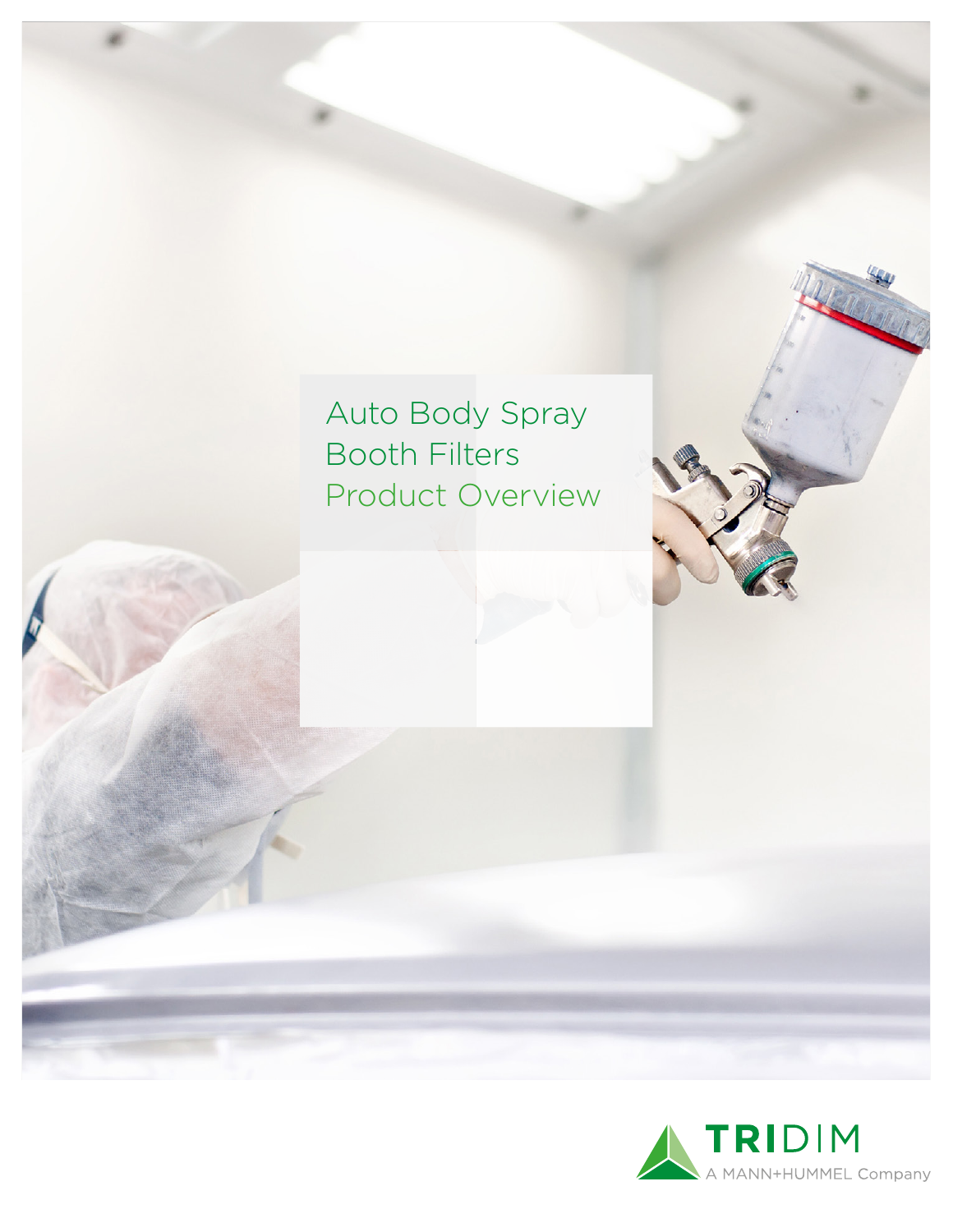# Auto Body Spray Booth Filters

## Product Overview

TRIDIM

A MANN+HUMMEL Company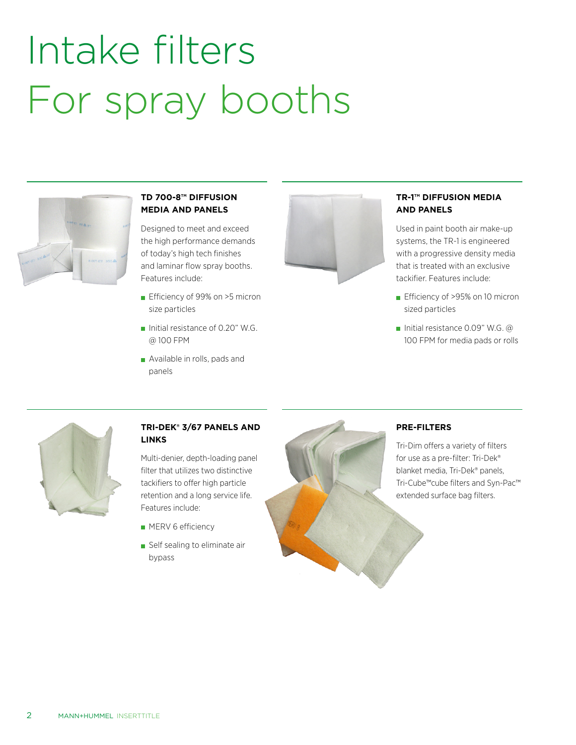# Intake filters
# For spray booths

### TD 700-8™ DIFFUSION MEDIA AND PANELS

Designed to meet and exceed the high performance demands of today's high tech finishes and laminar flow spray booths. Features include:

- Efficiency of 99% on >5 micron size particles
- Initial resistance of 0.20" W.G. @ 100 FPM
- Available in rolls, pads and panels

### TR-1™ DIFFUSION MEDIA AND PANELS

Used in paint booth air make-up systems, the TR-1 is engineered with a progressive density media that is treated with an exclusive tackifier. Features include:

- Efficiency of >95% on 10 micron sized particles
- Initial resistance 0.09" W.G. @ 100 FPM for media pads or rolls

### TRI-DEK® 3/67 PANELS AND LINKS

Multi-denier, depth-loading panel filter that utilizes two distinctive tackifiers to offer high particle retention and a long service life. Features include:

- MERV 6 efficiency
- Self sealing to eliminate air bypass

### PRE-FILTERS

Tri-Dim offers a variety of filters for use as a pre-filter: Tri-Dek® blanket media, Tri-Dek® panels, Tri-Cube™cube filters and Syn-Pac™ extended surface bag filters.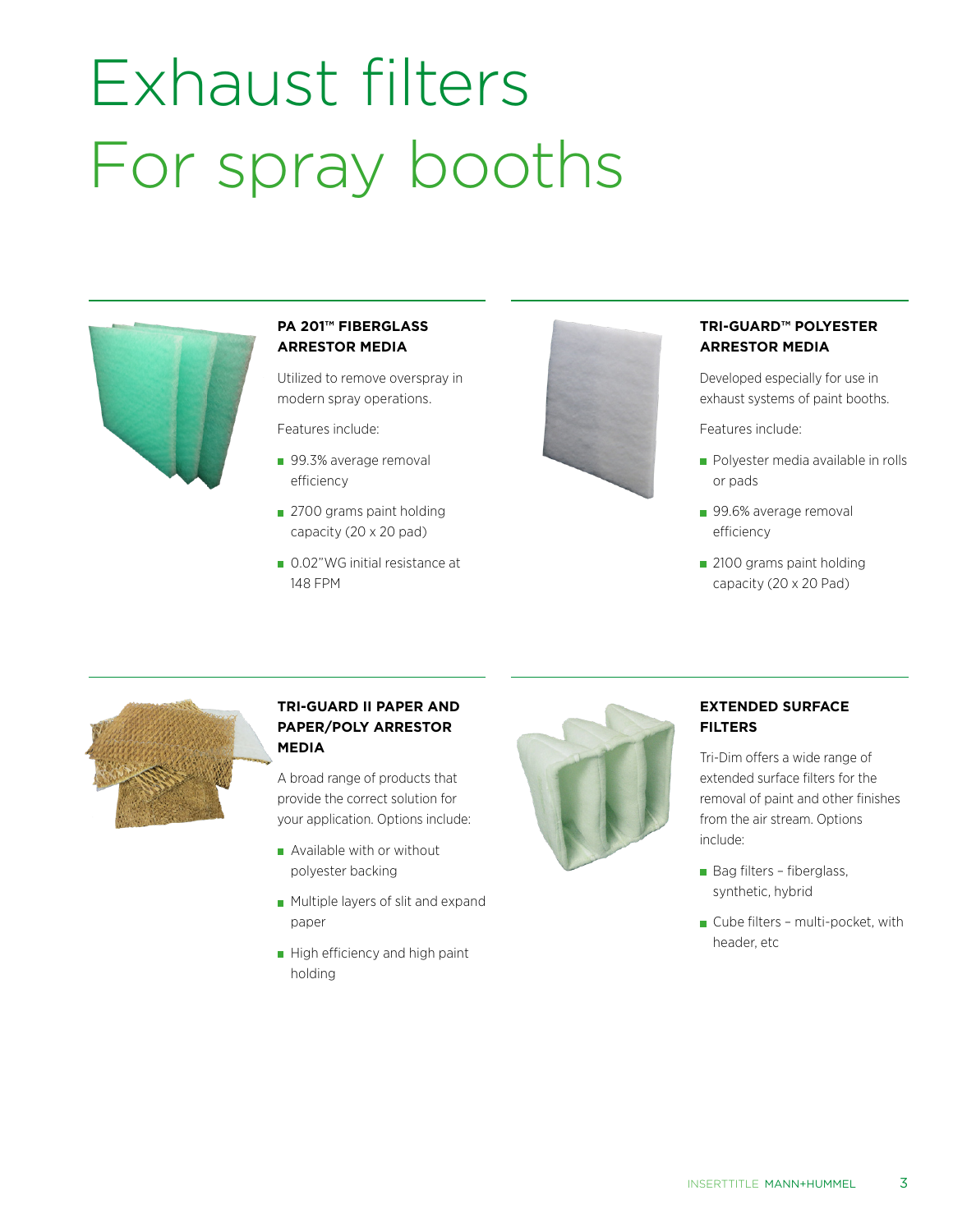# Exhaust filters For spray booths

### PA 201™ FIBERGLASS ARRESTOR MEDIA

Utilized to remove overspray in modern spray operations.

Features include:

- 99.3% average removal efficiency
- 2700 grams paint holding capacity (20 x 20 pad)
- 0.02"WG initial resistance at 148 FPM

### TRI-GUARD™ POLYESTER ARRESTOR MEDIA

Developed especially for use in exhaust systems of paint booths.

Features include:

- Polyester media available in rolls or pads
- 99.6% average removal efficiency
- 2100 grams paint holding capacity (20 x 20 Pad)

### TRI-GUARD II PAPER AND PAPER/POLY ARRESTOR MEDIA

A broad range of products that provide the correct solution for your application. Options include:

- Available with or without polyester backing
- Multiple layers of slit and expand paper
- High efficiency and high paint holding

### EXTENDED SURFACE FILTERS

Tri-Dim offers a wide range of extended surface filters for the removal of paint and other finishes from the air stream. Options include:

- Bag filters – fiberglass, synthetic, hybrid
- Cube filters – multi-pocket, with header, etc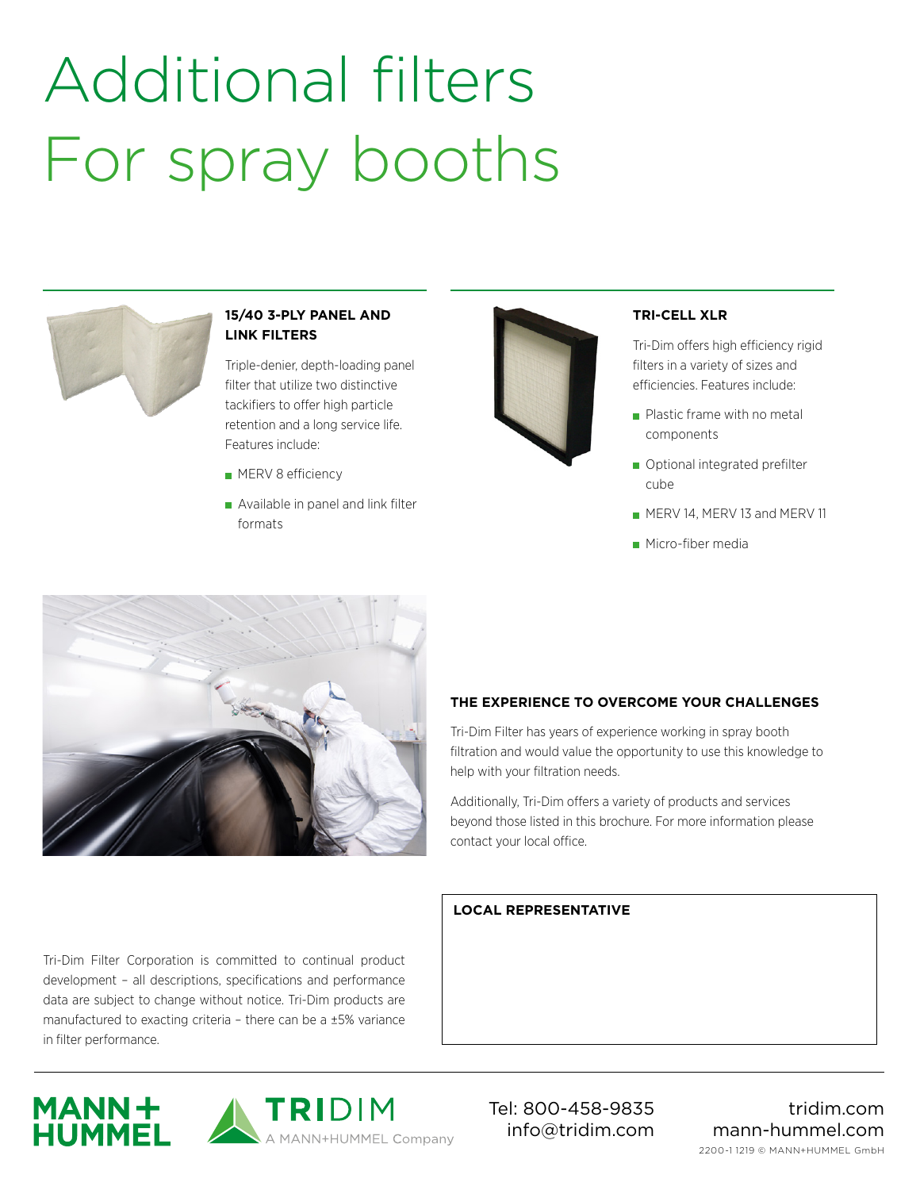# Additional filters For spray booths

### 15/40 3-PLY PANEL AND LINK FILTERS

Triple-denier, depth-loading panel filter that utilize two distinctive tackifiers to offer high particle retention and a long service life. Features include:

- MERV 8 efficiency
- Available in panel and link filter formats

### TRI-CELL XLR

Tri-Dim offers high efficiency rigid filters in a variety of sizes and efficiencies. Features include:

- Plastic frame with no metal components
- Optional integrated prefilter cube
- MERV 14, MERV 13 and MERV 11
- Micro-fiber media

### THE EXPERIENCE TO OVERCOME YOUR CHALLENGES

Tri-Dim Filter has years of experience working in spray booth filtration and would value the opportunity to use this knowledge to help with your filtration needs.

Additionally, Tri-Dim offers a variety of products and services beyond those listed in this brochure. For more information please contact your local office.

**LOCAL REPRESENTATIVE**

Tri-Dim Filter Corporation is committed to continual product development – all descriptions, specifications and performance data are subject to change without notice. Tri-Dim products are manufactured to exacting criteria – there can be a ±5% variance in filter performance.

MANN+HUMMEL

TRIDIM A MANN+HUMMEL Company

Tel: 800-458-9835
info@tridim.com

tridim.com
mann-hummel.com

2200-1 1219 © MANN+HUMMEL GmbH